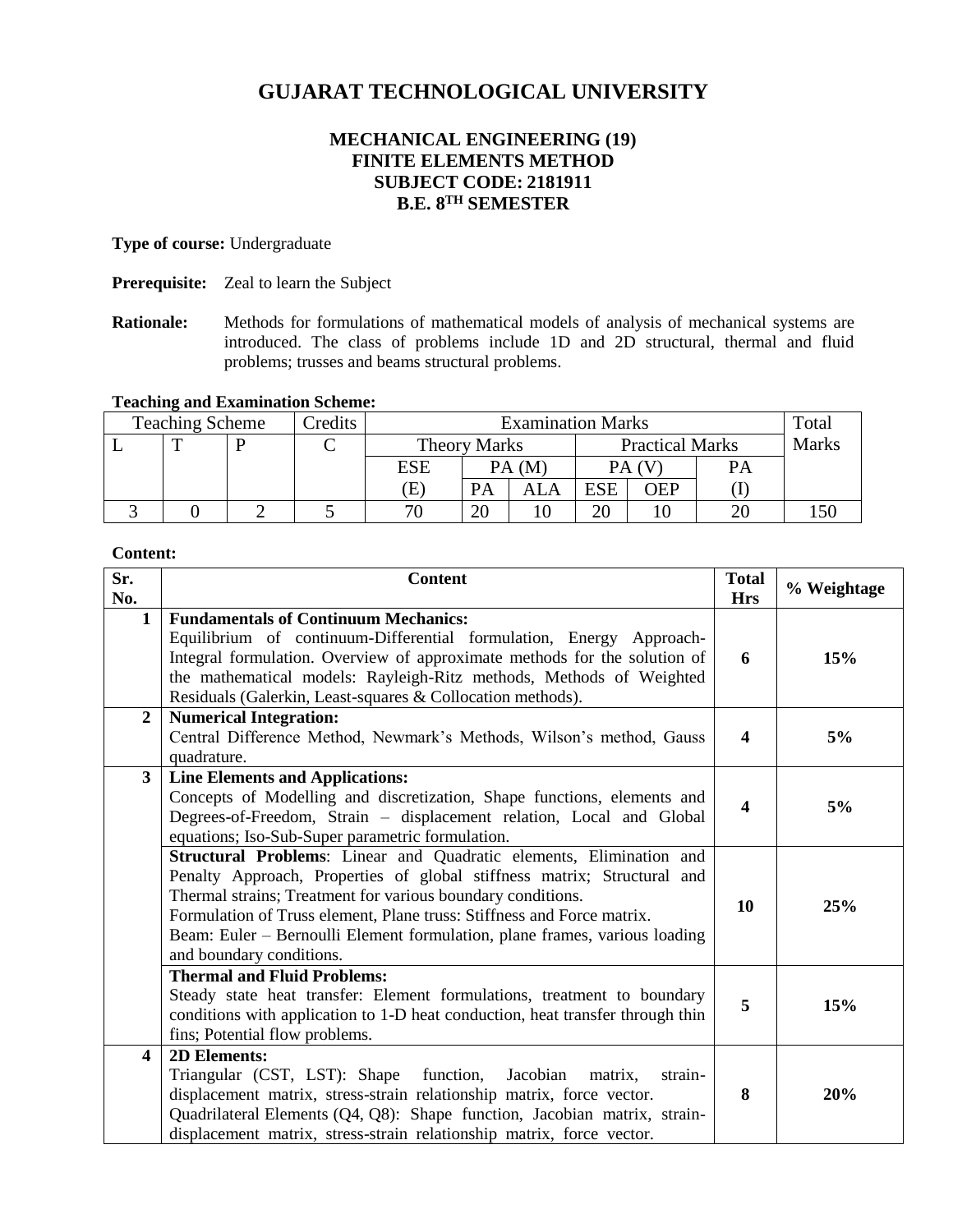# GUJARAT TECHNOLOGICAL UNIVERSITY

## MECHANICAL ENGINEERING (19)
## FINITE ELEMENTS METHOD
## SUBJECT CODE: 2181911
## B.E. 8TH SEMESTER

**Type of course:** Undergraduate

**Prerequisite:** Zeal to learn the Subject

**Rationale:** Methods for formulations of mathematical models of analysis of mechanical systems are introduced. The class of problems include 1D and 2D structural, thermal and fluid problems; trusses and beams structural problems.

**Teaching and Examination Scheme:**

| Teaching Scheme | | | Credits | Examination Marks | | | | | | Total Marks |
|---|---|---|---|---|---|---|---|---|---|---|
| L | T | P | C | Theory Marks | | | Practical Marks | | | |
| | | | | ESE (E) | PA (M) | | PA (V) | | PA (I) | |
| | | | | | PA | ALA | ESE | OEP | | |
| 3 | 0 | 2 | 5 | 70 | 20 | 10 | 20 | 10 | 20 | 150 |

**Content:**

| Sr. No. | Content | Total Hrs | % Weightage |
|---|---|---|---|
| 1 | **Fundamentals of Continuum Mechanics:** Equilibrium of continuum-Differential formulation, Energy Approach-Integral formulation. Overview of approximate methods for the solution of the mathematical models: Rayleigh-Ritz methods, Methods of Weighted Residuals (Galerkin, Least-squares & Collocation methods). | 6 | 15% |
| 2 | **Numerical Integration:** Central Difference Method, Newmark's Methods, Wilson's method, Gauss quadrature. | 4 | 5% |
| 3 | **Line Elements and Applications:** Concepts of Modelling and discretization, Shape functions, elements and Degrees-of-Freedom, Strain – displacement relation, Local and Global equations; Iso-Sub-Super parametric formulation. | 4 | 5% |
| | **Structural Problems**: Linear and Quadratic elements, Elimination and Penalty Approach, Properties of global stiffness matrix; Structural and Thermal strains; Treatment for various boundary conditions. Formulation of Truss element, Plane truss: Stiffness and Force matrix. Beam: Euler – Bernoulli Element formulation, plane frames, various loading and boundary conditions. | 10 | 25% |
| | **Thermal and Fluid Problems:** Steady state heat transfer: Element formulations, treatment to boundary conditions with application to 1-D heat conduction, heat transfer through thin fins; Potential flow problems. | 5 | 15% |
| 4 | **2D Elements:** Triangular (CST, LST): Shape function, Jacobian matrix, strain-displacement matrix, stress-strain relationship matrix, force vector. Quadrilateral Elements (Q4, Q8): Shape function, Jacobian matrix, strain-displacement matrix, stress-strain relationship matrix, force vector. | 8 | 20% |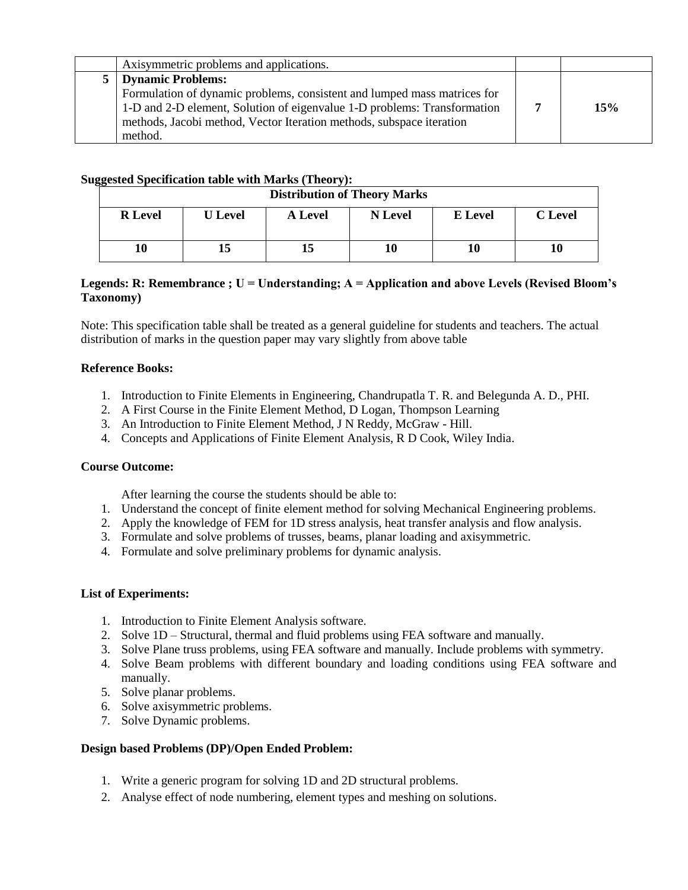|   | Axisymmetric problems and applications. |   |   |
|---|---|---|---|
| **5** | **Dynamic Problems:**<br>Formulation of dynamic problems, consistent and lumped mass matrices for 1-D and 2-D element, Solution of eigenvalue 1-D problems: Transformation methods, Jacobi method, Vector Iteration methods, subspace iteration method. | **7** | **15%** |

**Suggested Specification table with Marks (Theory):**

| Distribution of Theory Marks | | | | | |
|---|---|---|---|---|---|
| **R Level** | **U Level** | **A Level** | **N Level** | **E Level** | **C Level** |
| **10** | **15** | **15** | **10** | **10** | **10** |

**Legends: R: Remembrance ; U = Understanding; A = Application and above Levels (Revised Bloom's Taxonomy)**

Note: This specification table shall be treated as a general guideline for students and teachers. The actual distribution of marks in the question paper may vary slightly from above table

**Reference Books:**

1. Introduction to Finite Elements in Engineering, Chandrupatla T. R. and Belegunda A. D., PHI.
2. A First Course in the Finite Element Method, D Logan, Thompson Learning
3. An Introduction to Finite Element Method, J N Reddy, McGraw - Hill.
4. Concepts and Applications of Finite Element Analysis, R D Cook, Wiley India.

**Course Outcome:**

After learning the course the students should be able to:

1. Understand the concept of finite element method for solving Mechanical Engineering problems.
2. Apply the knowledge of FEM for 1D stress analysis, heat transfer analysis and flow analysis.
3. Formulate and solve problems of trusses, beams, planar loading and axisymmetric.
4. Formulate and solve preliminary problems for dynamic analysis.

**List of Experiments:**

1. Introduction to Finite Element Analysis software.
2. Solve 1D – Structural, thermal and fluid problems using FEA software and manually.
3. Solve Plane truss problems, using FEA software and manually. Include problems with symmetry.
4. Solve Beam problems with different boundary and loading conditions using FEA software and manually.
5. Solve planar problems.
6. Solve axisymmetric problems.
7. Solve Dynamic problems.

**Design based Problems (DP)/Open Ended Problem:**

1. Write a generic program for solving 1D and 2D structural problems.
2. Analyse effect of node numbering, element types and meshing on solutions.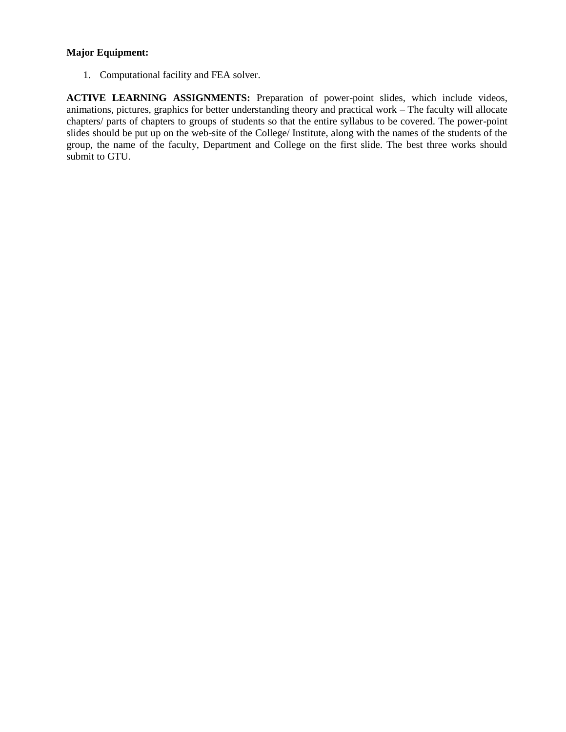**Major Equipment:**

1. Computational facility and FEA solver.

**ACTIVE LEARNING ASSIGNMENTS:** Preparation of power-point slides, which include videos, animations, pictures, graphics for better understanding theory and practical work – The faculty will allocate chapters/ parts of chapters to groups of students so that the entire syllabus to be covered. The power-point slides should be put up on the web-site of the College/ Institute, along with the names of the students of the group, the name of the faculty, Department and College on the first slide. The best three works should submit to GTU.